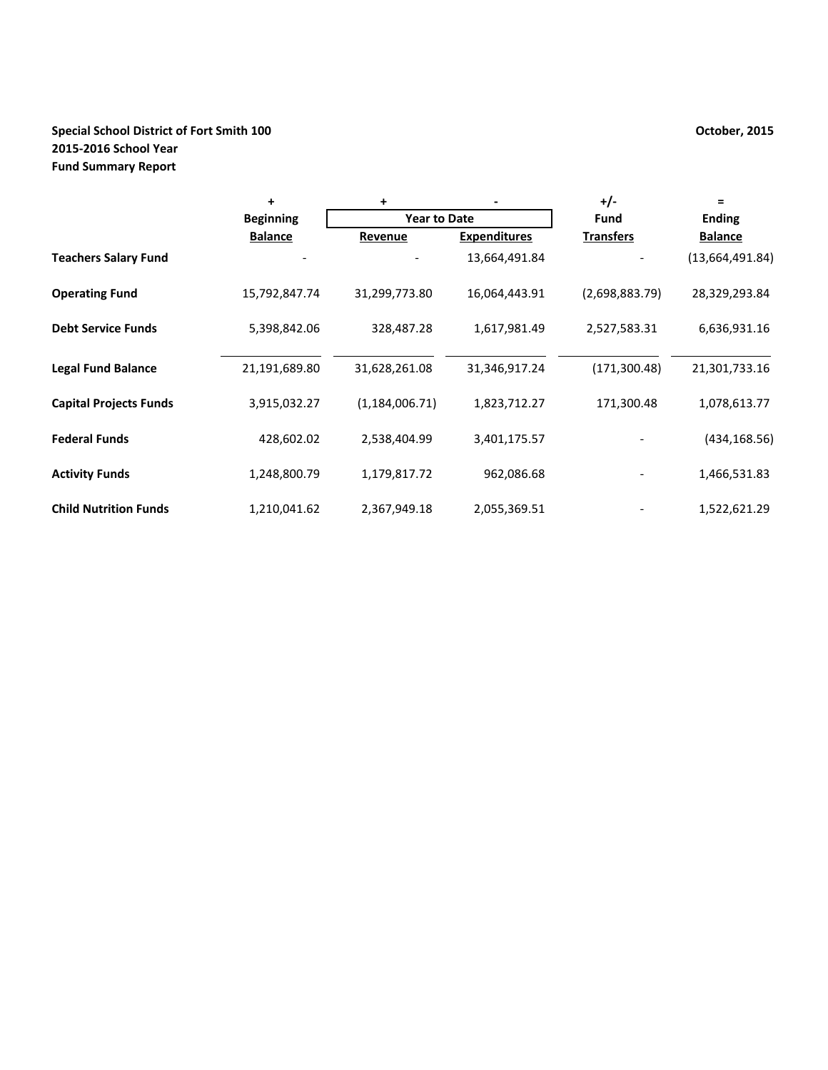**Special School District of Fort Smith 100**
**2015-2016 School Year**
**Fund Summary Report**

**October, 2015**

| | + | + | - | +/- | = |
|---|---|---|---|---|---|
| | **Beginning** | **Year to Date** | | **Fund** | **Ending** |
| | **Balance** | **Revenue** | **Expenditures** | **Transfers** | **Balance** |
| **Teachers Salary Fund** | - | - | 13,664,491.84 | - | (13,664,491.84) |
| **Operating Fund** | 15,792,847.74 | 31,299,773.80 | 16,064,443.91 | (2,698,883.79) | 28,329,293.84 |
| **Debt Service Funds** | 5,398,842.06 | 328,487.28 | 1,617,981.49 | 2,527,583.31 | 6,636,931.16 |
| **Legal Fund Balance** | 21,191,689.80 | 31,628,261.08 | 31,346,917.24 | (171,300.48) | 21,301,733.16 |
| **Capital Projects Funds** | 3,915,032.27 | (1,184,006.71) | 1,823,712.27 | 171,300.48 | 1,078,613.77 |
| **Federal Funds** | 428,602.02 | 2,538,404.99 | 3,401,175.57 | - | (434,168.56) |
| **Activity Funds** | 1,248,800.79 | 1,179,817.72 | 962,086.68 | - | 1,466,531.83 |
| **Child Nutrition Funds** | 1,210,041.62 | 2,367,949.18 | 2,055,369.51 | - | 1,522,621.29 |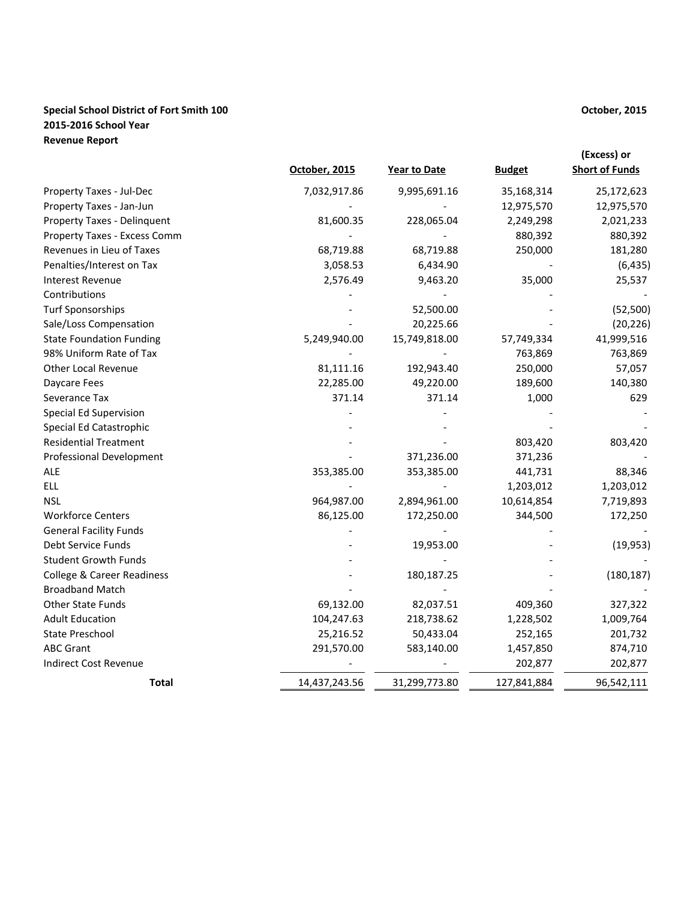**Special School District of Fort Smith 100**
**2015-2016 School Year**
**Revenue Report**

**October, 2015**

| | October, 2015 | Year to Date | Budget | (Excess) or Short of Funds |
|---|---|---|---|---|
| Property Taxes - Jul-Dec | 7,032,917.86 | 9,995,691.16 | 35,168,314 | 25,172,623 |
| Property Taxes - Jan-Jun | - | - | 12,975,570 | 12,975,570 |
| Property Taxes - Delinquent | 81,600.35 | 228,065.04 | 2,249,298 | 2,021,233 |
| Property Taxes - Excess Comm | - | - | 880,392 | 880,392 |
| Revenues in Lieu of Taxes | 68,719.88 | 68,719.88 | 250,000 | 181,280 |
| Penalties/Interest on Tax | 3,058.53 | 6,434.90 | - | (6,435) |
| Interest Revenue | 2,576.49 | 9,463.20 | 35,000 | 25,537 |
| Contributions | - | - | - | - |
| Turf Sponsorships | - | 52,500.00 | - | (52,500) |
| Sale/Loss Compensation | - | 20,225.66 | - | (20,226) |
| State Foundation Funding | 5,249,940.00 | 15,749,818.00 | 57,749,334 | 41,999,516 |
| 98% Uniform Rate of Tax | - | - | 763,869 | 763,869 |
| Other Local Revenue | 81,111.16 | 192,943.40 | 250,000 | 57,057 |
| Daycare Fees | 22,285.00 | 49,220.00 | 189,600 | 140,380 |
| Severance Tax | 371.14 | 371.14 | 1,000 | 629 |
| Special Ed Supervision | - | - | - | - |
| Special Ed Catastrophic | - | - | - | - |
| Residential Treatment | - | - | 803,420 | 803,420 |
| Professional Development | - | 371,236.00 | 371,236 | - |
| ALE | 353,385.00 | 353,385.00 | 441,731 | 88,346 |
| ELL | - | - | 1,203,012 | 1,203,012 |
| NSL | 964,987.00 | 2,894,961.00 | 10,614,854 | 7,719,893 |
| Workforce Centers | 86,125.00 | 172,250.00 | 344,500 | 172,250 |
| General Facility Funds | - | - | - | - |
| Debt Service Funds | - | 19,953.00 | - | (19,953) |
| Student Growth Funds | - | - | - | - |
| College & Career Readiness | - | 180,187.25 | - | (180,187) |
| Broadband Match | - | - | - | - |
| Other State Funds | 69,132.00 | 82,037.51 | 409,360 | 327,322 |
| Adult Education | 104,247.63 | 218,738.62 | 1,228,502 | 1,009,764 |
| State Preschool | 25,216.52 | 50,433.04 | 252,165 | 201,732 |
| ABC Grant | 291,570.00 | 583,140.00 | 1,457,850 | 874,710 |
| Indirect Cost Revenue | - | - | 202,877 | 202,877 |
| **Total** | 14,437,243.56 | 31,299,773.80 | 127,841,884 | 96,542,111 |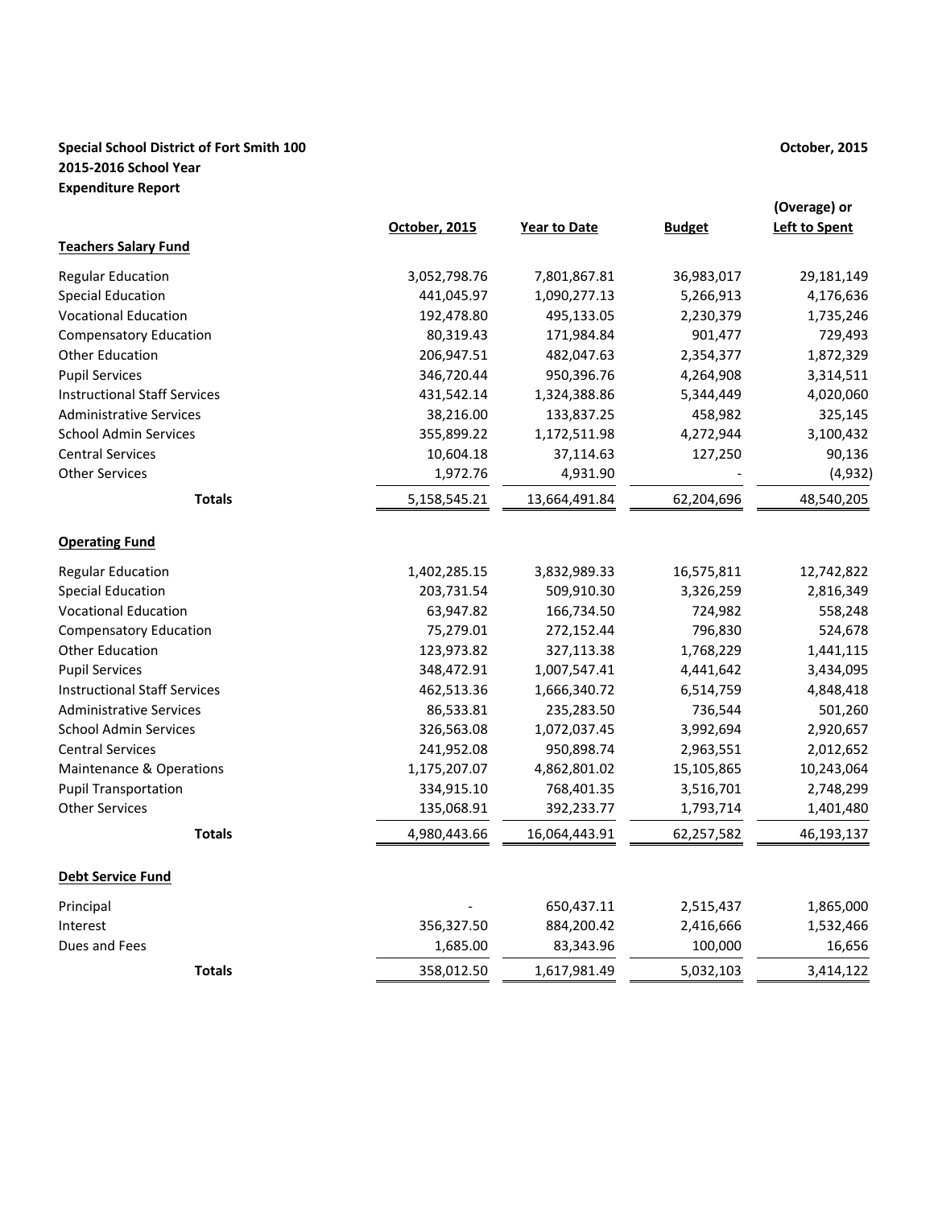**Special School District of Fort Smith 100**
**2015-2016 School Year**
**Expenditure Report**

**October, 2015**

| | October, 2015 | Year to Date | Budget | (Overage) or Left to Spent |
|---|---|---|---|---|
| **Teachers Salary Fund** | | | | |
| Regular Education | 3,052,798.76 | 7,801,867.81 | 36,983,017 | 29,181,149 |
| Special Education | 441,045.97 | 1,090,277.13 | 5,266,913 | 4,176,636 |
| Vocational Education | 192,478.80 | 495,133.05 | 2,230,379 | 1,735,246 |
| Compensatory Education | 80,319.43 | 171,984.84 | 901,477 | 729,493 |
| Other Education | 206,947.51 | 482,047.63 | 2,354,377 | 1,872,329 |
| Pupil Services | 346,720.44 | 950,396.76 | 4,264,908 | 3,314,511 |
| Instructional Staff Services | 431,542.14 | 1,324,388.86 | 5,344,449 | 4,020,060 |
| Administrative Services | 38,216.00 | 133,837.25 | 458,982 | 325,145 |
| School Admin Services | 355,899.22 | 1,172,511.98 | 4,272,944 | 3,100,432 |
| Central Services | 10,604.18 | 37,114.63 | 127,250 | 90,136 |
| Other Services | 1,972.76 | 4,931.90 | - | (4,932) |
| **Totals** | 5,158,545.21 | 13,664,491.84 | 62,204,696 | 48,540,205 |
| **Operating Fund** | | | | |
| Regular Education | 1,402,285.15 | 3,832,989.33 | 16,575,811 | 12,742,822 |
| Special Education | 203,731.54 | 509,910.30 | 3,326,259 | 2,816,349 |
| Vocational Education | 63,947.82 | 166,734.50 | 724,982 | 558,248 |
| Compensatory Education | 75,279.01 | 272,152.44 | 796,830 | 524,678 |
| Other Education | 123,973.82 | 327,113.38 | 1,768,229 | 1,441,115 |
| Pupil Services | 348,472.91 | 1,007,547.41 | 4,441,642 | 3,434,095 |
| Instructional Staff Services | 462,513.36 | 1,666,340.72 | 6,514,759 | 4,848,418 |
| Administrative Services | 86,533.81 | 235,283.50 | 736,544 | 501,260 |
| School Admin Services | 326,563.08 | 1,072,037.45 | 3,992,694 | 2,920,657 |
| Central Services | 241,952.08 | 950,898.74 | 2,963,551 | 2,012,652 |
| Maintenance & Operations | 1,175,207.07 | 4,862,801.02 | 15,105,865 | 10,243,064 |
| Pupil Transportation | 334,915.10 | 768,401.35 | 3,516,701 | 2,748,299 |
| Other Services | 135,068.91 | 392,233.77 | 1,793,714 | 1,401,480 |
| **Totals** | 4,980,443.66 | 16,064,443.91 | 62,257,582 | 46,193,137 |
| **Debt Service Fund** | | | | |
| Principal | - | 650,437.11 | 2,515,437 | 1,865,000 |
| Interest | 356,327.50 | 884,200.42 | 2,416,666 | 1,532,466 |
| Dues and Fees | 1,685.00 | 83,343.96 | 100,000 | 16,656 |
| **Totals** | 358,012.50 | 1,617,981.49 | 5,032,103 | 3,414,122 |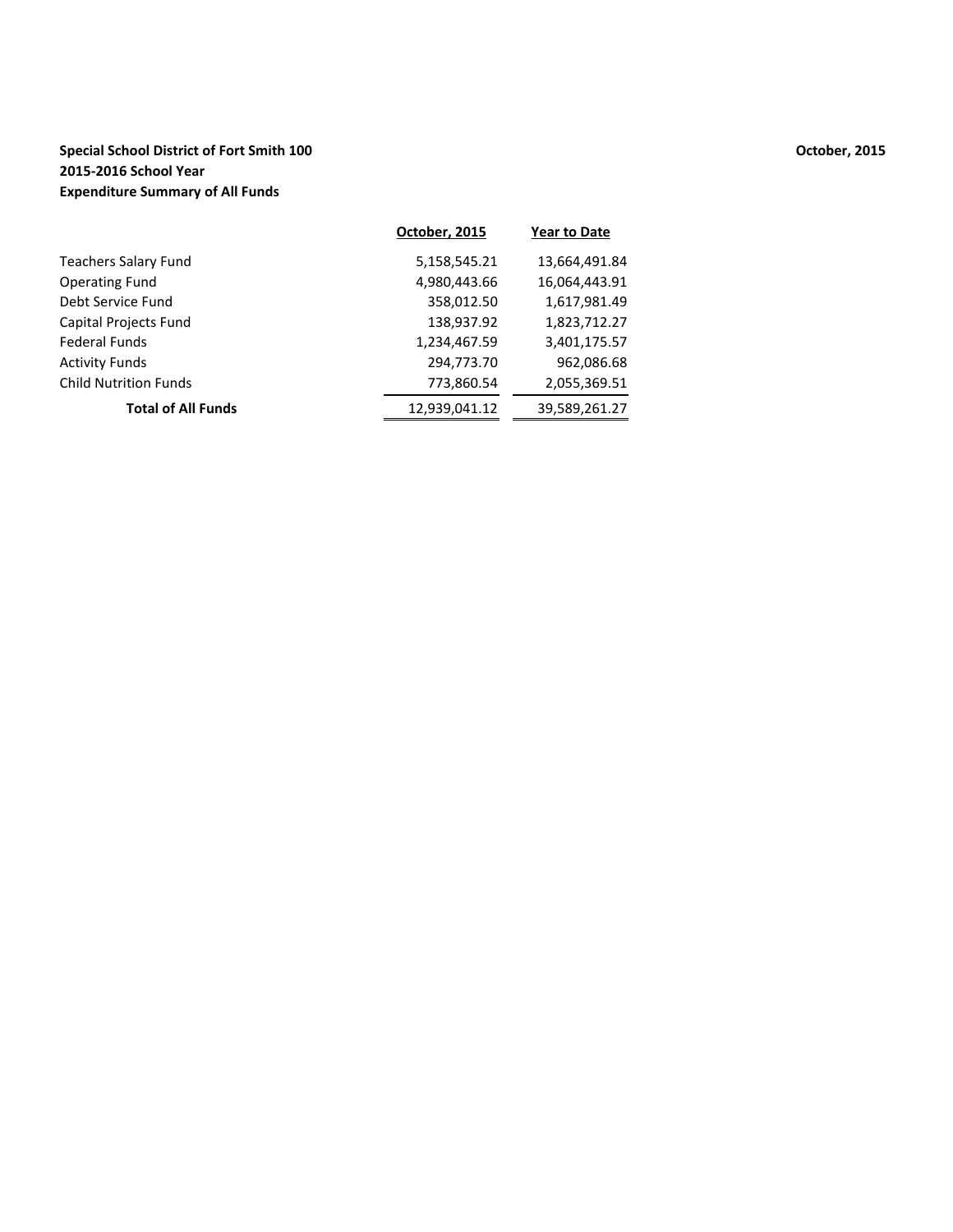**Special School District of Fort Smith 100** **October, 2015**
**2015-2016 School Year**
**Expenditure Summary of All Funds**

| | October, 2015 | Year to Date |
|---|---|---|
| Teachers Salary Fund | 5,158,545.21 | 13,664,491.84 |
| Operating Fund | 4,980,443.66 | 16,064,443.91 |
| Debt Service Fund | 358,012.50 | 1,617,981.49 |
| Capital Projects Fund | 138,937.92 | 1,823,712.27 |
| Federal Funds | 1,234,467.59 | 3,401,175.57 |
| Activity Funds | 294,773.70 | 962,086.68 |
| Child Nutrition Funds | 773,860.54 | 2,055,369.51 |
| **Total of All Funds** | 12,939,041.12 | 39,589,261.27 |